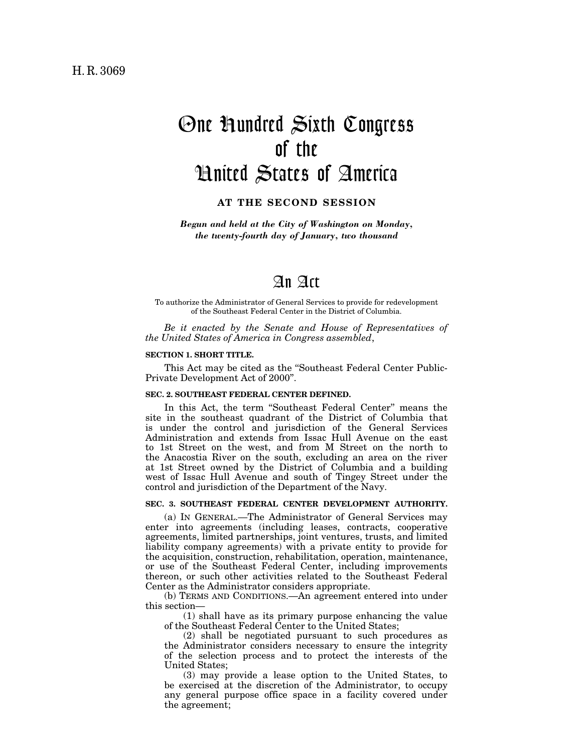H. R. 3069

# One Hundred Sixth Congress of the United States of America

**AT THE SECOND SESSION**

*Begun and held at the City of Washington on Monday, the twenty-fourth day of January, two thousand*

# An Act

To authorize the Administrator of General Services to provide for redevelopment of the Southeast Federal Center in the District of Columbia.

*Be it enacted by the Senate and House of Representatives of the United States of America in Congress assembled*,

**SECTION 1. SHORT TITLE.**

This Act may be cited as the "Southeast Federal Center Public-Private Development Act of 2000".

**SEC. 2. SOUTHEAST FEDERAL CENTER DEFINED.**

In this Act, the term "Southeast Federal Center" means the site in the southeast quadrant of the District of Columbia that is under the control and jurisdiction of the General Services Administration and extends from Issac Hull Avenue on the east to 1st Street on the west, and from M Street on the north to the Anacostia River on the south, excluding an area on the river at 1st Street owned by the District of Columbia and a building west of Issac Hull Avenue and south of Tingey Street under the control and jurisdiction of the Department of the Navy.

**SEC. 3. SOUTHEAST FEDERAL CENTER DEVELOPMENT AUTHORITY.**

(a) IN GENERAL.—The Administrator of General Services may enter into agreements (including leases, contracts, cooperative agreements, limited partnerships, joint ventures, trusts, and limited liability company agreements) with a private entity to provide for the acquisition, construction, rehabilitation, operation, maintenance, or use of the Southeast Federal Center, including improvements thereon, or such other activities related to the Southeast Federal Center as the Administrator considers appropriate.

(b) TERMS AND CONDITIONS.—An agreement entered into under this section—

(1) shall have as its primary purpose enhancing the value of the Southeast Federal Center to the United States;

(2) shall be negotiated pursuant to such procedures as the Administrator considers necessary to ensure the integrity of the selection process and to protect the interests of the United States;

(3) may provide a lease option to the United States, to be exercised at the discretion of the Administrator, to occupy any general purpose office space in a facility covered under the agreement;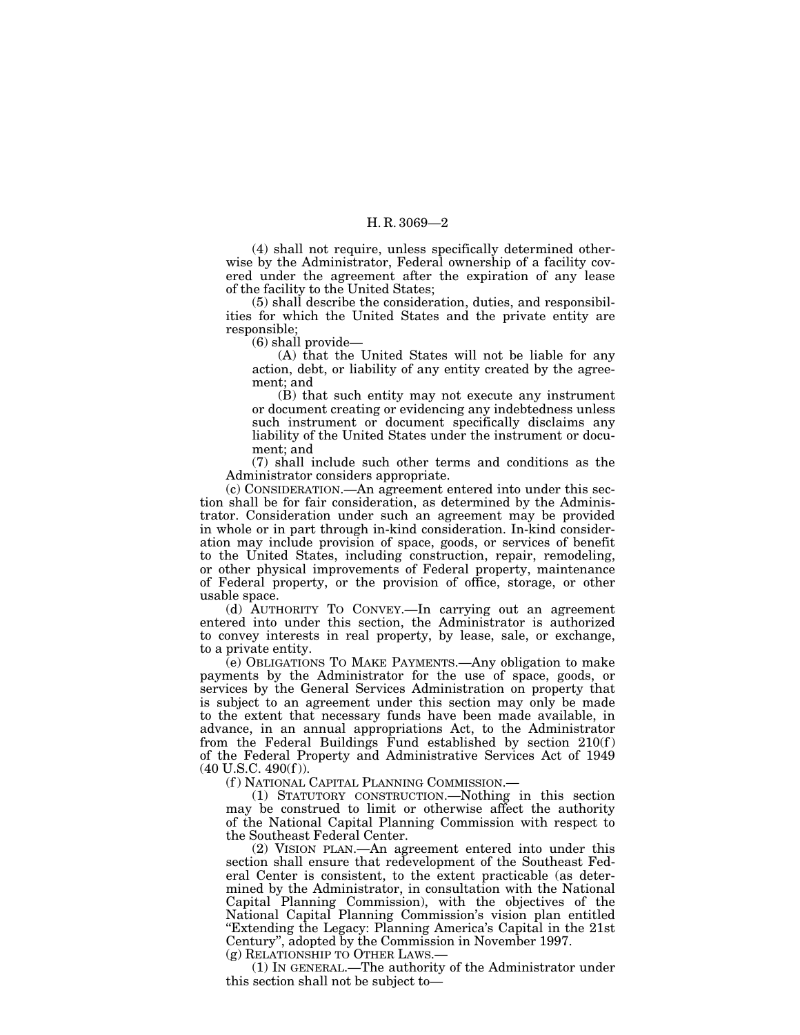(4) shall not require, unless specifically determined otherwise by the Administrator, Federal ownership of a facility covered under the agreement after the expiration of any lease of the facility to the United States;

(5) shall describe the consideration, duties, and responsibilities for which the United States and the private entity are responsible;

(6) shall provide—

(A) that the United States will not be liable for any action, debt, or liability of any entity created by the agreement; and

(B) that such entity may not execute any instrument or document creating or evidencing any indebtedness unless such instrument or document specifically disclaims any liability of the United States under the instrument or document; and

(7) shall include such other terms and conditions as the Administrator considers appropriate.

(c) CONSIDERATION.—An agreement entered into under this section shall be for fair consideration, as determined by the Administrator. Consideration under such an agreement may be provided in whole or in part through in-kind consideration. In-kind consideration may include provision of space, goods, or services of benefit to the United States, including construction, repair, remodeling, or other physical improvements of Federal property, maintenance of Federal property, or the provision of office, storage, or other usable space.

(d) AUTHORITY TO CONVEY.—In carrying out an agreement entered into under this section, the Administrator is authorized to convey interests in real property, by lease, sale, or exchange, to a private entity.

(e) OBLIGATIONS TO MAKE PAYMENTS.—Any obligation to make payments by the Administrator for the use of space, goods, or services by the General Services Administration on property that is subject to an agreement under this section may only be made to the extent that necessary funds have been made available, in advance, in an annual appropriations Act, to the Administrator from the Federal Buildings Fund established by section 210(f) of the Federal Property and Administrative Services Act of 1949 (40 U.S.C. 490(f)).

(f) NATIONAL CAPITAL PLANNING COMMISSION.—

(1) STATUTORY CONSTRUCTION.—Nothing in this section may be construed to limit or otherwise affect the authority of the National Capital Planning Commission with respect to the Southeast Federal Center.

(2) VISION PLAN.—An agreement entered into under this section shall ensure that redevelopment of the Southeast Federal Center is consistent, to the extent practicable (as determined by the Administrator, in consultation with the National Capital Planning Commission), with the objectives of the National Capital Planning Commission's vision plan entitled "Extending the Legacy: Planning America's Capital in the 21st Century", adopted by the Commission in November 1997.

(g) RELATIONSHIP TO OTHER LAWS.—

(1) IN GENERAL.—The authority of the Administrator under this section shall not be subject to—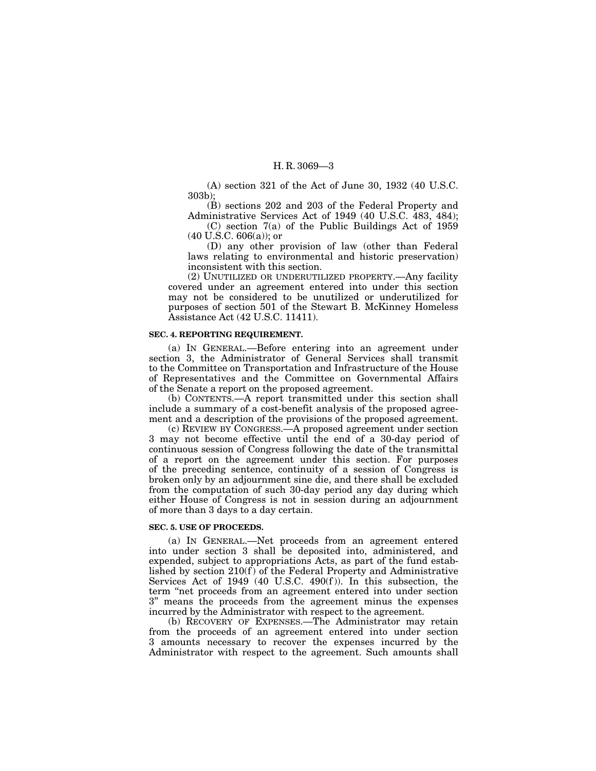(A) section 321 of the Act of June 30, 1932 (40 U.S.C. 303b);

(B) sections 202 and 203 of the Federal Property and Administrative Services Act of 1949 (40 U.S.C. 483, 484);

(C) section 7(a) of the Public Buildings Act of 1959 (40 U.S.C. 606(a)); or

(D) any other provision of law (other than Federal laws relating to environmental and historic preservation) inconsistent with this section.

(2) UNUTILIZED OR UNDERUTILIZED PROPERTY.—Any facility covered under an agreement entered into under this section may not be considered to be unutilized or underutilized for purposes of section 501 of the Stewart B. McKinney Homeless Assistance Act (42 U.S.C. 11411).

**SEC. 4. REPORTING REQUIREMENT.**

(a) IN GENERAL.—Before entering into an agreement under section 3, the Administrator of General Services shall transmit to the Committee on Transportation and Infrastructure of the House of Representatives and the Committee on Governmental Affairs of the Senate a report on the proposed agreement.

(b) CONTENTS.—A report transmitted under this section shall include a summary of a cost-benefit analysis of the proposed agreement and a description of the provisions of the proposed agreement.

(c) REVIEW BY CONGRESS.—A proposed agreement under section 3 may not become effective until the end of a 30-day period of continuous session of Congress following the date of the transmittal of a report on the agreement under this section. For purposes of the preceding sentence, continuity of a session of Congress is broken only by an adjournment sine die, and there shall be excluded from the computation of such 30-day period any day during which either House of Congress is not in session during an adjournment of more than 3 days to a day certain.

**SEC. 5. USE OF PROCEEDS.**

(a) IN GENERAL.—Net proceeds from an agreement entered into under section 3 shall be deposited into, administered, and expended, subject to appropriations Acts, as part of the fund established by section 210(f) of the Federal Property and Administrative Services Act of 1949 (40 U.S.C. 490(f)). In this subsection, the term "net proceeds from an agreement entered into under section 3" means the proceeds from the agreement minus the expenses incurred by the Administrator with respect to the agreement.

(b) RECOVERY OF EXPENSES.—The Administrator may retain from the proceeds of an agreement entered into under section 3 amounts necessary to recover the expenses incurred by the Administrator with respect to the agreement. Such amounts shall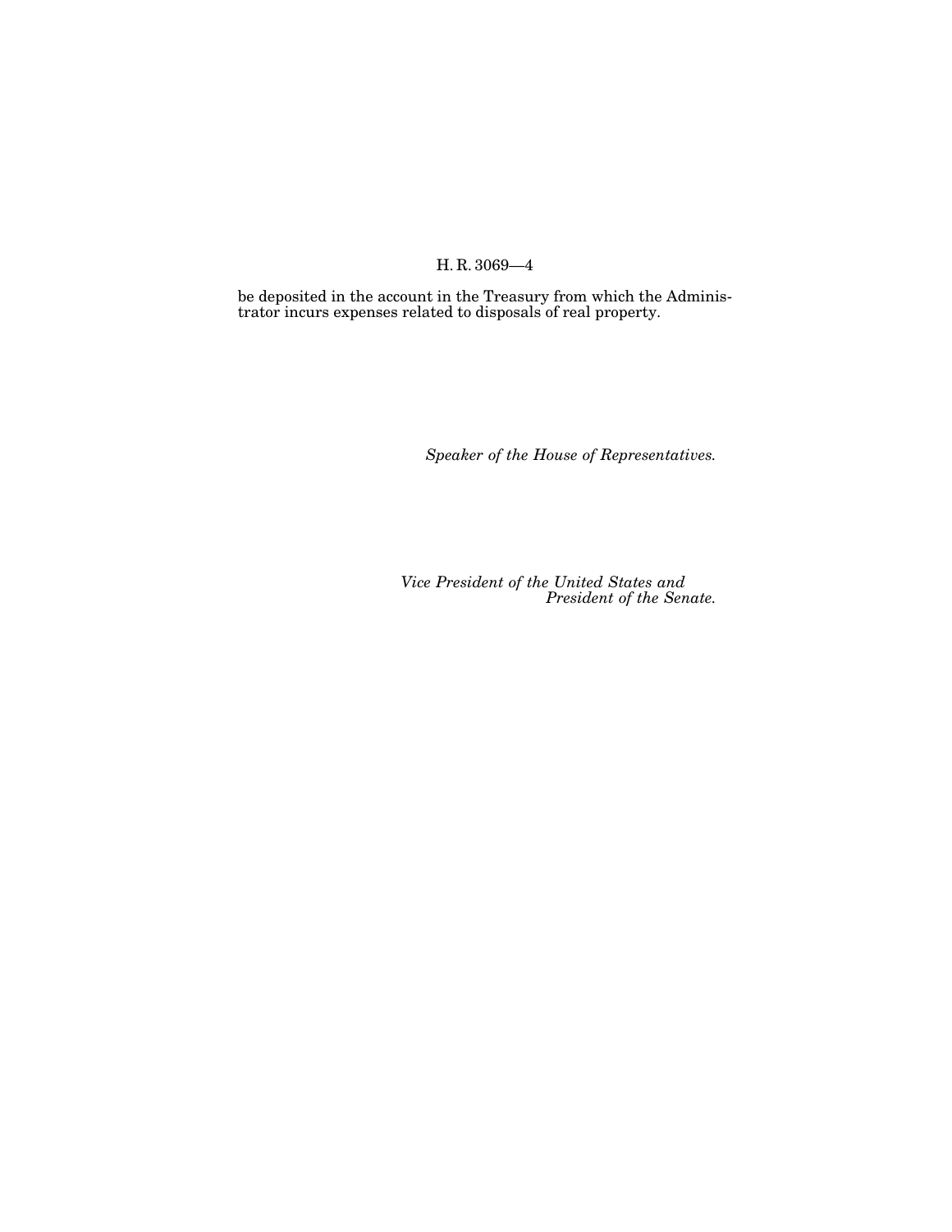be deposited in the account in the Treasury from which the Administrator incurs expenses related to disposals of real property.

*Speaker of the House of Representatives.*

*Vice President of the United States and President of the Senate.*